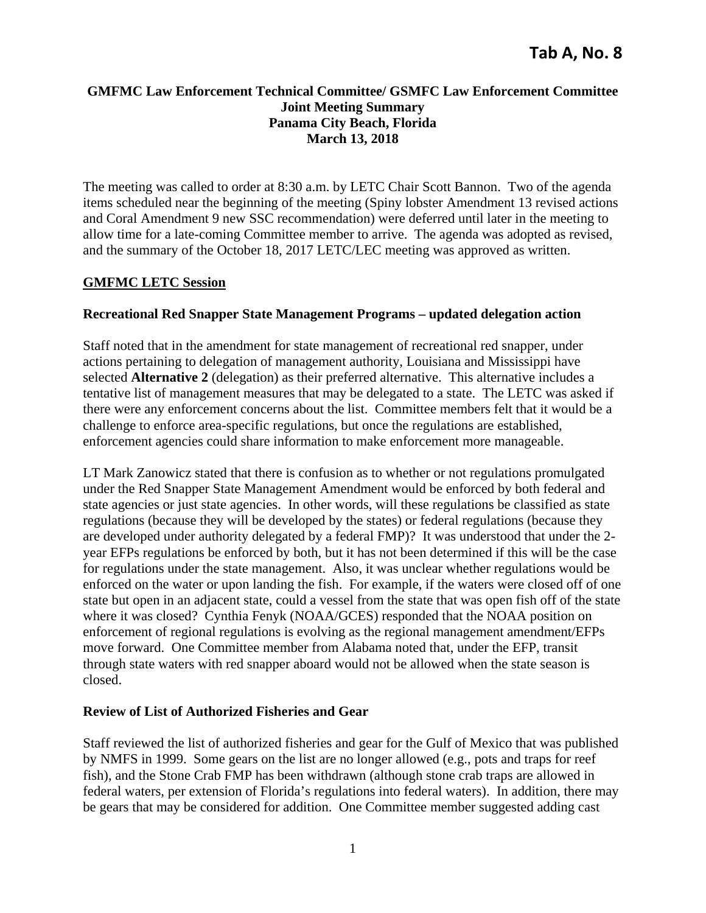# Tab A, No. 8

**GMFMC Law Enforcement Technical Committee/ GSMFC Law Enforcement Committee**
**Joint Meeting Summary**
**Panama City Beach, Florida**
**March 13, 2018**

The meeting was called to order at 8:30 a.m. by LETC Chair Scott Bannon. Two of the agenda items scheduled near the beginning of the meeting (Spiny lobster Amendment 13 revised actions and Coral Amendment 9 new SSC recommendation) were deferred until later in the meeting to allow time for a late-coming Committee member to arrive. The agenda was adopted as revised, and the summary of the October 18, 2017 LETC/LEC meeting was approved as written.

## GMFMC LETC Session

### Recreational Red Snapper State Management Programs – updated delegation action

Staff noted that in the amendment for state management of recreational red snapper, under actions pertaining to delegation of management authority, Louisiana and Mississippi have selected **Alternative 2** (delegation) as their preferred alternative. This alternative includes a tentative list of management measures that may be delegated to a state. The LETC was asked if there were any enforcement concerns about the list. Committee members felt that it would be a challenge to enforce area-specific regulations, but once the regulations are established, enforcement agencies could share information to make enforcement more manageable.

LT Mark Zanowicz stated that there is confusion as to whether or not regulations promulgated under the Red Snapper State Management Amendment would be enforced by both federal and state agencies or just state agencies. In other words, will these regulations be classified as state regulations (because they will be developed by the states) or federal regulations (because they are developed under authority delegated by a federal FMP)? It was understood that under the 2-year EFPs regulations be enforced by both, but it has not been determined if this will be the case for regulations under the state management. Also, it was unclear whether regulations would be enforced on the water or upon landing the fish. For example, if the waters were closed off of one state but open in an adjacent state, could a vessel from the state that was open fish off of the state where it was closed? Cynthia Fenyk (NOAA/GCES) responded that the NOAA position on enforcement of regional regulations is evolving as the regional management amendment/EFPs move forward. One Committee member from Alabama noted that, under the EFP, transit through state waters with red snapper aboard would not be allowed when the state season is closed.

### Review of List of Authorized Fisheries and Gear

Staff reviewed the list of authorized fisheries and gear for the Gulf of Mexico that was published by NMFS in 1999. Some gears on the list are no longer allowed (e.g., pots and traps for reef fish), and the Stone Crab FMP has been withdrawn (although stone crab traps are allowed in federal waters, per extension of Florida's regulations into federal waters). In addition, there may be gears that may be considered for addition. One Committee member suggested adding cast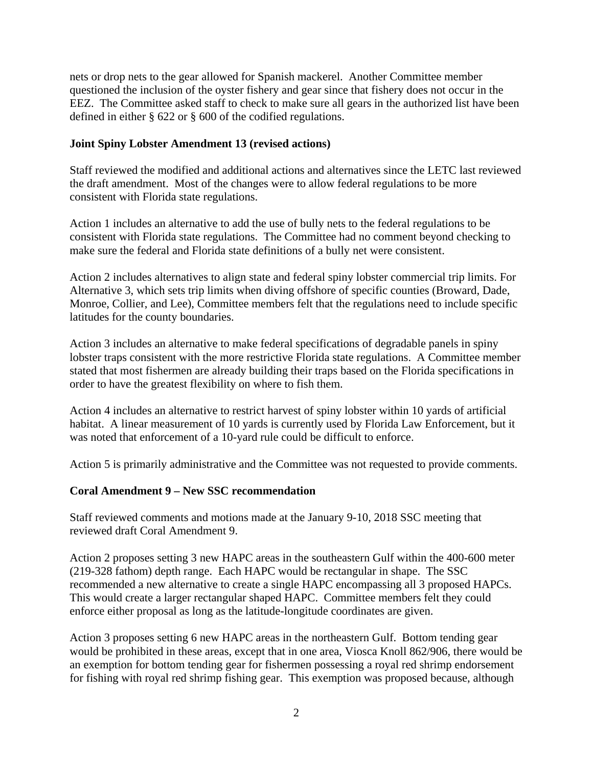nets or drop nets to the gear allowed for Spanish mackerel. Another Committee member questioned the inclusion of the oyster fishery and gear since that fishery does not occur in the EEZ. The Committee asked staff to check to make sure all gears in the authorized list have been defined in either § 622 or § 600 of the codified regulations.

**Joint Spiny Lobster Amendment 13 (revised actions)**

Staff reviewed the modified and additional actions and alternatives since the LETC last reviewed the draft amendment. Most of the changes were to allow federal regulations to be more consistent with Florida state regulations.

Action 1 includes an alternative to add the use of bully nets to the federal regulations to be consistent with Florida state regulations. The Committee had no comment beyond checking to make sure the federal and Florida state definitions of a bully net were consistent.

Action 2 includes alternatives to align state and federal spiny lobster commercial trip limits. For Alternative 3, which sets trip limits when diving offshore of specific counties (Broward, Dade, Monroe, Collier, and Lee), Committee members felt that the regulations need to include specific latitudes for the county boundaries.

Action 3 includes an alternative to make federal specifications of degradable panels in spiny lobster traps consistent with the more restrictive Florida state regulations. A Committee member stated that most fishermen are already building their traps based on the Florida specifications in order to have the greatest flexibility on where to fish them.

Action 4 includes an alternative to restrict harvest of spiny lobster within 10 yards of artificial habitat. A linear measurement of 10 yards is currently used by Florida Law Enforcement, but it was noted that enforcement of a 10-yard rule could be difficult to enforce.

Action 5 is primarily administrative and the Committee was not requested to provide comments.

**Coral Amendment 9 – New SSC recommendation**

Staff reviewed comments and motions made at the January 9-10, 2018 SSC meeting that reviewed draft Coral Amendment 9.

Action 2 proposes setting 3 new HAPC areas in the southeastern Gulf within the 400-600 meter (219-328 fathom) depth range. Each HAPC would be rectangular in shape. The SSC recommended a new alternative to create a single HAPC encompassing all 3 proposed HAPCs. This would create a larger rectangular shaped HAPC. Committee members felt they could enforce either proposal as long as the latitude-longitude coordinates are given.

Action 3 proposes setting 6 new HAPC areas in the northeastern Gulf. Bottom tending gear would be prohibited in these areas, except that in one area, Viosca Knoll 862/906, there would be an exemption for bottom tending gear for fishermen possessing a royal red shrimp endorsement for fishing with royal red shrimp fishing gear. This exemption was proposed because, although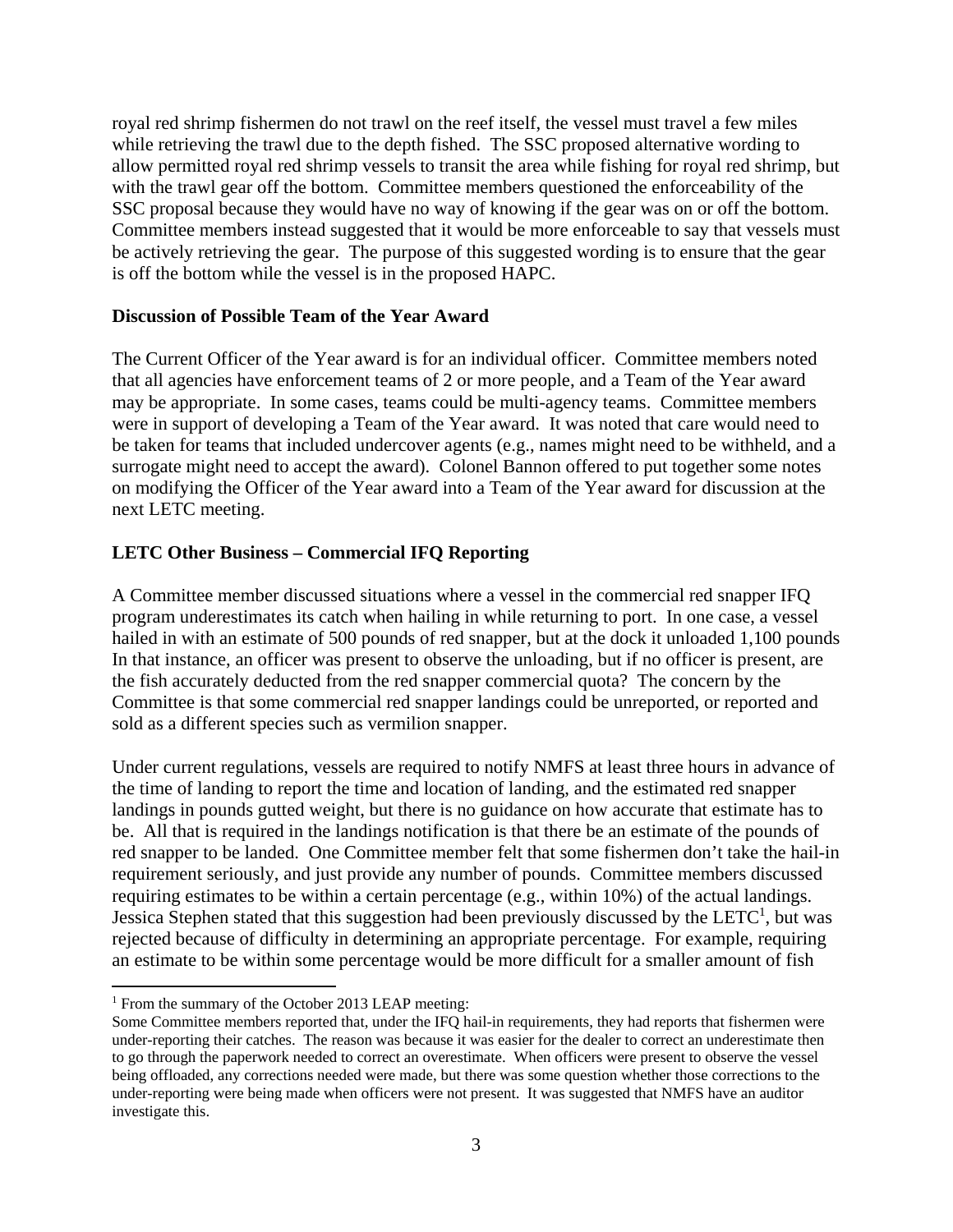royal red shrimp fishermen do not trawl on the reef itself, the vessel must travel a few miles while retrieving the trawl due to the depth fished. The SSC proposed alternative wording to allow permitted royal red shrimp vessels to transit the area while fishing for royal red shrimp, but with the trawl gear off the bottom. Committee members questioned the enforceability of the SSC proposal because they would have no way of knowing if the gear was on or off the bottom. Committee members instead suggested that it would be more enforceable to say that vessels must be actively retrieving the gear. The purpose of this suggested wording is to ensure that the gear is off the bottom while the vessel is in the proposed HAPC.

**Discussion of Possible Team of the Year Award**

The Current Officer of the Year award is for an individual officer. Committee members noted that all agencies have enforcement teams of 2 or more people, and a Team of the Year award may be appropriate. In some cases, teams could be multi-agency teams. Committee members were in support of developing a Team of the Year award. It was noted that care would need to be taken for teams that included undercover agents (e.g., names might need to be withheld, and a surrogate might need to accept the award). Colonel Bannon offered to put together some notes on modifying the Officer of the Year award into a Team of the Year award for discussion at the next LETC meeting.

**LETC Other Business – Commercial IFQ Reporting**

A Committee member discussed situations where a vessel in the commercial red snapper IFQ program underestimates its catch when hailing in while returning to port. In one case, a vessel hailed in with an estimate of 500 pounds of red snapper, but at the dock it unloaded 1,100 pounds In that instance, an officer was present to observe the unloading, but if no officer is present, are the fish accurately deducted from the red snapper commercial quota? The concern by the Committee is that some commercial red snapper landings could be unreported, or reported and sold as a different species such as vermilion snapper.

Under current regulations, vessels are required to notify NMFS at least three hours in advance of the time of landing to report the time and location of landing, and the estimated red snapper landings in pounds gutted weight, but there is no guidance on how accurate that estimate has to be. All that is required in the landings notification is that there be an estimate of the pounds of red snapper to be landed. One Committee member felt that some fishermen don't take the hail-in requirement seriously, and just provide any number of pounds. Committee members discussed requiring estimates to be within a certain percentage (e.g., within 10%) of the actual landings. Jessica Stephen stated that this suggestion had been previously discussed by the LETC[1], but was rejected because of difficulty in determining an appropriate percentage. For example, requiring an estimate to be within some percentage would be more difficult for a smaller amount of fish

[1] From the summary of the October 2013 LEAP meeting:
Some Committee members reported that, under the IFQ hail-in requirements, they had reports that fishermen were under-reporting their catches. The reason was because it was easier for the dealer to correct an underestimate then to go through the paperwork needed to correct an overestimate. When officers were present to observe the vessel being offloaded, any corrections needed were made, but there was some question whether those corrections to the under-reporting were being made when officers were not present. It was suggested that NMFS have an auditor investigate this.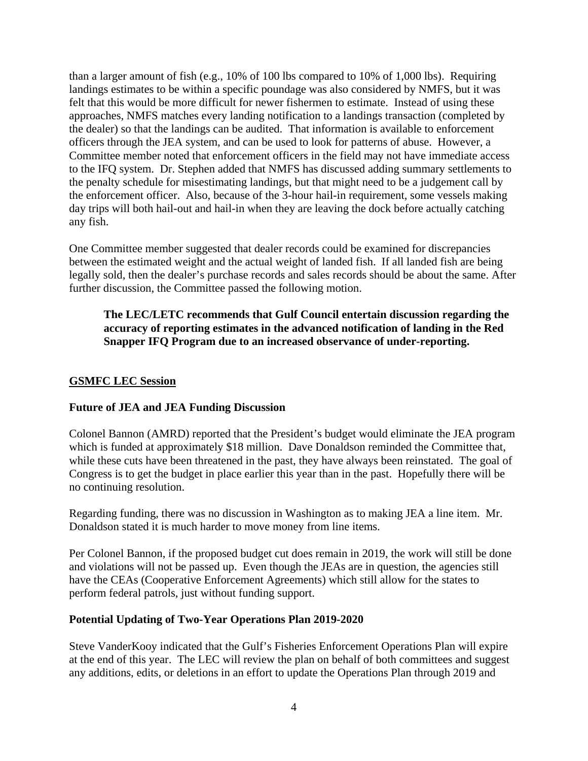than a larger amount of fish (e.g., 10% of 100 lbs compared to 10% of 1,000 lbs). Requiring landings estimates to be within a specific poundage was also considered by NMFS, but it was felt that this would be more difficult for newer fishermen to estimate. Instead of using these approaches, NMFS matches every landing notification to a landings transaction (completed by the dealer) so that the landings can be audited. That information is available to enforcement officers through the JEA system, and can be used to look for patterns of abuse. However, a Committee member noted that enforcement officers in the field may not have immediate access to the IFQ system. Dr. Stephen added that NMFS has discussed adding summary settlements to the penalty schedule for misestimating landings, but that might need to be a judgement call by the enforcement officer. Also, because of the 3-hour hail-in requirement, some vessels making day trips will both hail-out and hail-in when they are leaving the dock before actually catching any fish.

One Committee member suggested that dealer records could be examined for discrepancies between the estimated weight and the actual weight of landed fish. If all landed fish are being legally sold, then the dealer's purchase records and sales records should be about the same. After further discussion, the Committee passed the following motion.

> **The LEC/LETC recommends that Gulf Council entertain discussion regarding the accuracy of reporting estimates in the advanced notification of landing in the Red Snapper IFQ Program due to an increased observance of under-reporting.**

## GSMFC LEC Session

### Future of JEA and JEA Funding Discussion

Colonel Bannon (AMRD) reported that the President's budget would eliminate the JEA program which is funded at approximately $18 million. Dave Donaldson reminded the Committee that, while these cuts have been threatened in the past, they have always been reinstated. The goal of Congress is to get the budget in place earlier this year than in the past. Hopefully there will be no continuing resolution.

Regarding funding, there was no discussion in Washington as to making JEA a line item. Mr. Donaldson stated it is much harder to move money from line items.

Per Colonel Bannon, if the proposed budget cut does remain in 2019, the work will still be done and violations will not be passed up. Even though the JEAs are in question, the agencies still have the CEAs (Cooperative Enforcement Agreements) which still allow for the states to perform federal patrols, just without funding support.

### Potential Updating of Two-Year Operations Plan 2019-2020

Steve VanderKooy indicated that the Gulf's Fisheries Enforcement Operations Plan will expire at the end of this year. The LEC will review the plan on behalf of both committees and suggest any additions, edits, or deletions in an effort to update the Operations Plan through 2019 and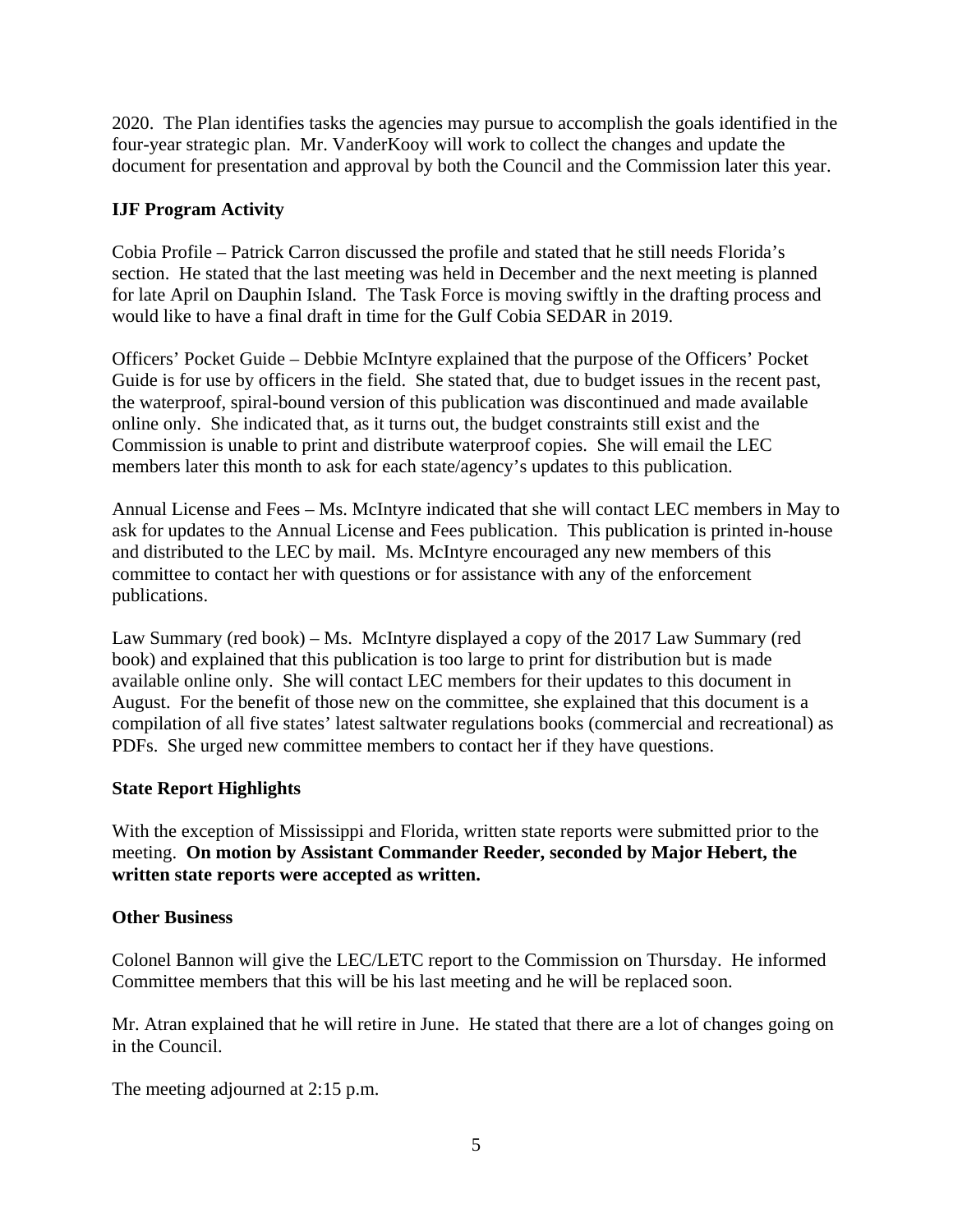2020. The Plan identifies tasks the agencies may pursue to accomplish the goals identified in the four-year strategic plan. Mr. VanderKooy will work to collect the changes and update the document for presentation and approval by both the Council and the Commission later this year.

**IJF Program Activity**

Cobia Profile – Patrick Carron discussed the profile and stated that he still needs Florida's section. He stated that the last meeting was held in December and the next meeting is planned for late April on Dauphin Island. The Task Force is moving swiftly in the drafting process and would like to have a final draft in time for the Gulf Cobia SEDAR in 2019.

Officers' Pocket Guide – Debbie McIntyre explained that the purpose of the Officers' Pocket Guide is for use by officers in the field. She stated that, due to budget issues in the recent past, the waterproof, spiral-bound version of this publication was discontinued and made available online only. She indicated that, as it turns out, the budget constraints still exist and the Commission is unable to print and distribute waterproof copies. She will email the LEC members later this month to ask for each state/agency's updates to this publication.

Annual License and Fees – Ms. McIntyre indicated that she will contact LEC members in May to ask for updates to the Annual License and Fees publication. This publication is printed in-house and distributed to the LEC by mail. Ms. McIntyre encouraged any new members of this committee to contact her with questions or for assistance with any of the enforcement publications.

Law Summary (red book) – Ms. McIntyre displayed a copy of the 2017 Law Summary (red book) and explained that this publication is too large to print for distribution but is made available online only. She will contact LEC members for their updates to this document in August. For the benefit of those new on the committee, she explained that this document is a compilation of all five states' latest saltwater regulations books (commercial and recreational) as PDFs. She urged new committee members to contact her if they have questions.

**State Report Highlights**

With the exception of Mississippi and Florida, written state reports were submitted prior to the meeting. **On motion by Assistant Commander Reeder, seconded by Major Hebert, the written state reports were accepted as written.**

**Other Business**

Colonel Bannon will give the LEC/LETC report to the Commission on Thursday. He informed Committee members that this will be his last meeting and he will be replaced soon.

Mr. Atran explained that he will retire in June. He stated that there are a lot of changes going on in the Council.

The meeting adjourned at 2:15 p.m.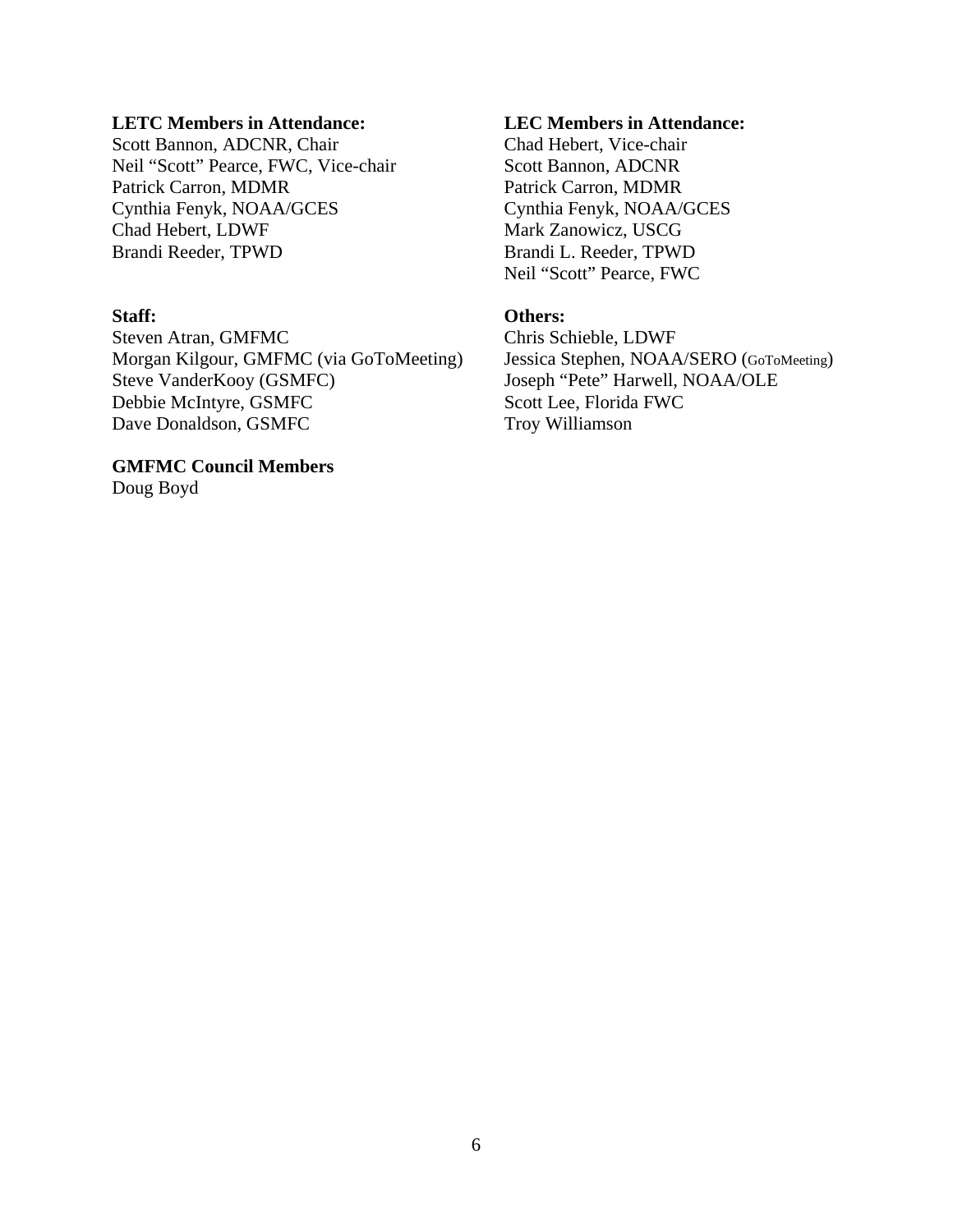**LETC Members in Attendance:**
Scott Bannon, ADCNR, Chair
Neil "Scott" Pearce, FWC, Vice-chair
Patrick Carron, MDMR
Cynthia Fenyk, NOAA/GCES
Chad Hebert, LDWF
Brandi Reeder, TPWD

**LEC Members in Attendance:**
Chad Hebert, Vice-chair
Scott Bannon, ADCNR
Patrick Carron, MDMR
Cynthia Fenyk, NOAA/GCES
Mark Zanowicz, USCG
Brandi L. Reeder, TPWD
Neil "Scott" Pearce, FWC

**Staff:**
Steven Atran, GMFMC
Morgan Kilgour, GMFMC (via GoToMeeting)
Steve VanderKooy (GSMFC)
Debbie McIntyre, GSMFC
Dave Donaldson, GSMFC

**Others:**
Chris Schieble, LDWF
Jessica Stephen, NOAA/SERO (GoToMeeting)
Joseph "Pete" Harwell, NOAA/OLE
Scott Lee, Florida FWC
Troy Williamson

**GMFMC Council Members**
Doug Boyd